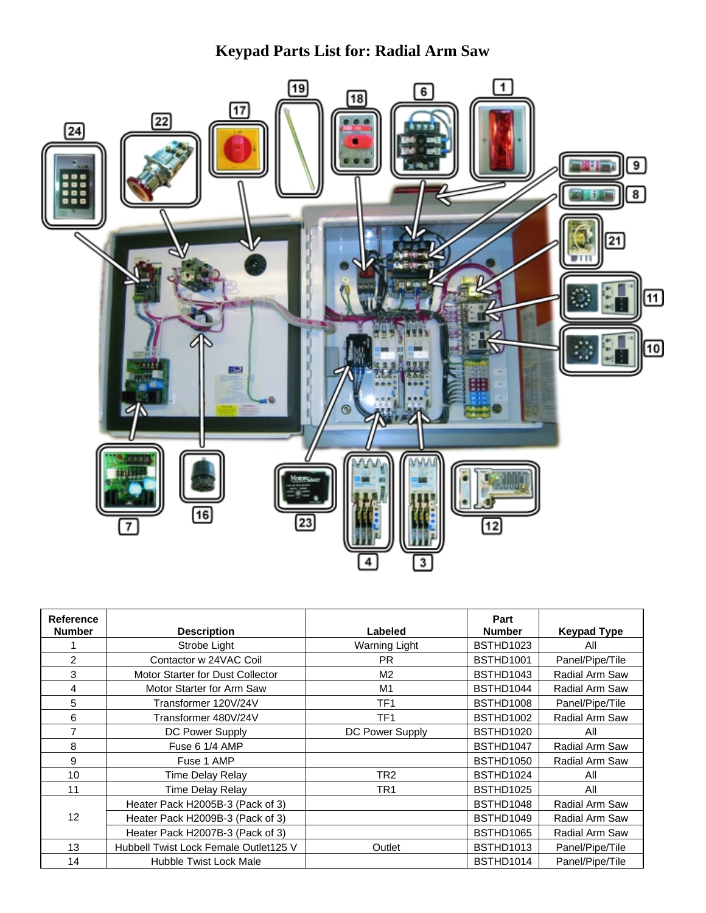# Keypad Parts List for: Radial Arm Saw

| Reference Number | Description | Labeled | Part Number | Keypad Type |
|---|---|---|---|---|
| 1 | Strobe Light | Warning Light | BSTHD1023 | All |
| 2 | Contactor w 24VAC Coil | PR | BSTHD1001 | Panel/Pipe/Tile |
| 3 | Motor Starter for Dust Collector | M2 | BSTHD1043 | Radial Arm Saw |
| 4 | Motor Starter for Arm Saw | M1 | BSTHD1044 | Radial Arm Saw |
| 5 | Transformer 120V/24V | TF1 | BSTHD1008 | Panel/Pipe/Tile |
| 6 | Transformer 480V/24V | TF1 | BSTHD1002 | Radial Arm Saw |
| 7 | DC Power Supply | DC Power Supply | BSTHD1020 | All |
| 8 | Fuse 6 1/4 AMP | | BSTHD1047 | Radial Arm Saw |
| 9 | Fuse 1 AMP | | BSTHD1050 | Radial Arm Saw |
| 10 | Time Delay Relay | TR2 | BSTHD1024 | All |
| 11 | Time Delay Relay | TR1 | BSTHD1025 | All |
| 12 | Heater Pack H2005B-3 (Pack of 3) | | BSTHD1048 | Radial Arm Saw |
| | Heater Pack H2009B-3 (Pack of 3) | | BSTHD1049 | Radial Arm Saw |
| | Heater Pack H2007B-3 (Pack of 3) | | BSTHD1065 | Radial Arm Saw |
| 13 | Hubbell Twist Lock Female Outlet125 V | Outlet | BSTHD1013 | Panel/Pipe/Tile |
| 14 | Hubble Twist Lock Male | | BSTHD1014 | Panel/Pipe/Tile |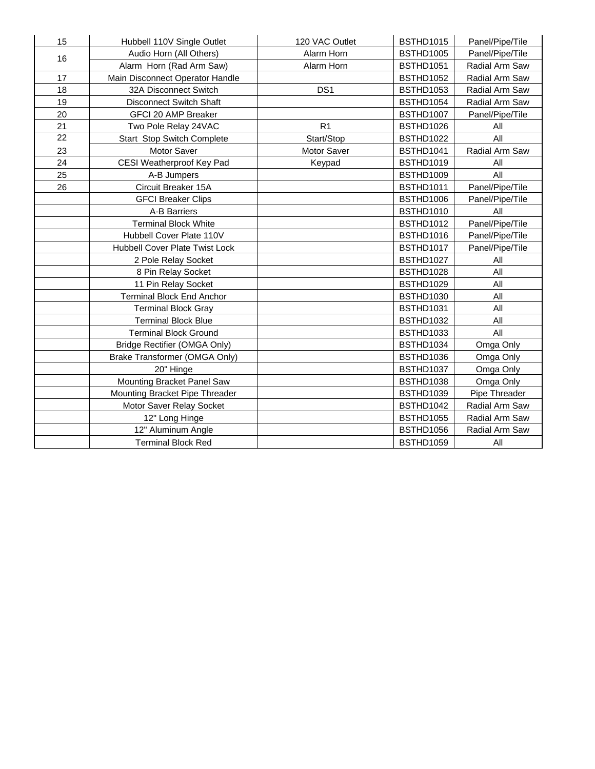| | | | | |
|---|---|---|---|---|
| 15 | Hubbell 110V Single Outlet | 120 VAC Outlet | BSTHD1015 | Panel/Pipe/Tile |
| 16 | Audio Horn (All Others) | Alarm Horn | BSTHD1005 | Panel/Pipe/Tile |
| | Alarm Horn (Rad Arm Saw) | Alarm Horn | BSTHD1051 | Radial Arm Saw |
| 17 | Main Disconnect Operator Handle | | BSTHD1052 | Radial Arm Saw |
| 18 | 32A Disconnect Switch | DS1 | BSTHD1053 | Radial Arm Saw |
| 19 | Disconnect Switch Shaft | | BSTHD1054 | Radial Arm Saw |
| 20 | GFCI 20 AMP Breaker | | BSTHD1007 | Panel/Pipe/Tile |
| 21 | Two Pole Relay 24VAC | R1 | BSTHD1026 | All |
| 22 | Start Stop Switch Complete | Start/Stop | BSTHD1022 | All |
| 23 | Motor Saver | Motor Saver | BSTHD1041 | Radial Arm Saw |
| 24 | CESI Weatherproof Key Pad | Keypad | BSTHD1019 | All |
| 25 | A-B Jumpers | | BSTHD1009 | All |
| 26 | Circuit Breaker 15A | | BSTHD1011 | Panel/Pipe/Tile |
| | GFCI Breaker Clips | | BSTHD1006 | Panel/Pipe/Tile |
| | A-B Barriers | | BSTHD1010 | All |
| | Terminal Block White | | BSTHD1012 | Panel/Pipe/Tile |
| | Hubbell Cover Plate 110V | | BSTHD1016 | Panel/Pipe/Tile |
| | Hubbell Cover Plate Twist Lock | | BSTHD1017 | Panel/Pipe/Tile |
| | 2 Pole Relay Socket | | BSTHD1027 | All |
| | 8 Pin Relay Socket | | BSTHD1028 | All |
| | 11 Pin Relay Socket | | BSTHD1029 | All |
| | Terminal Block End Anchor | | BSTHD1030 | All |
| | Terminal Block Gray | | BSTHD1031 | All |
| | Terminal Block Blue | | BSTHD1032 | All |
| | Terminal Block Ground | | BSTHD1033 | All |
| | Bridge Rectifier (OMGA Only) | | BSTHD1034 | Omga Only |
| | Brake Transformer (OMGA Only) | | BSTHD1036 | Omga Only |
| | 20" Hinge | | BSTHD1037 | Omga Only |
| | Mounting Bracket Panel Saw | | BSTHD1038 | Omga Only |
| | Mounting Bracket Pipe Threader | | BSTHD1039 | Pipe Threader |
| | Motor Saver Relay Socket | | BSTHD1042 | Radial Arm Saw |
| | 12" Long Hinge | | BSTHD1055 | Radial Arm Saw |
| | 12" Aluminum Angle | | BSTHD1056 | Radial Arm Saw |
| | Terminal Block Red | | BSTHD1059 | All |